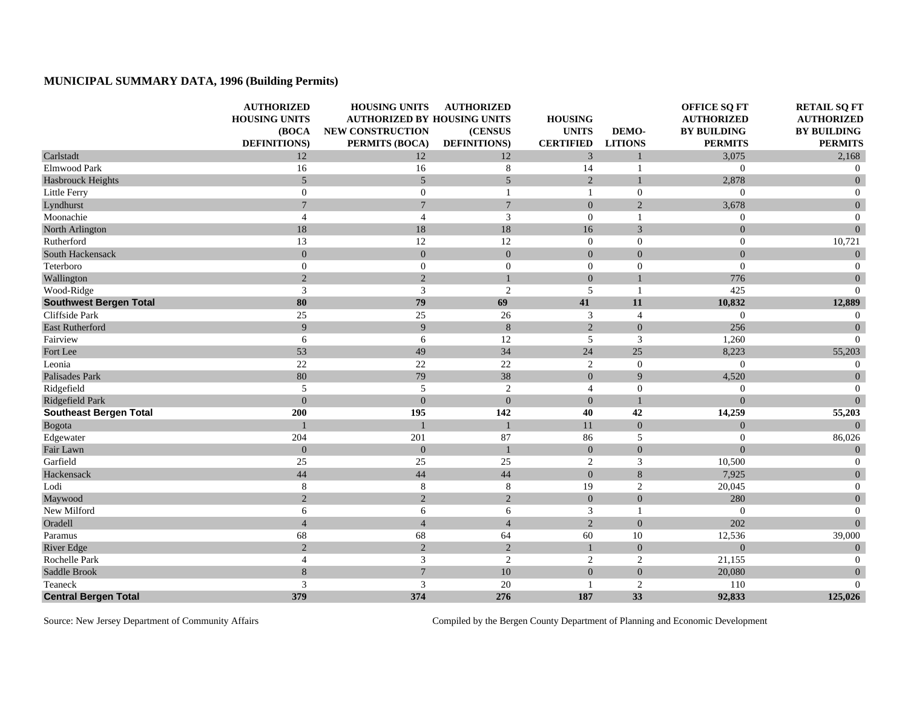## MUNICIPAL SUMMARY DATA, 1996 (Building Permits)

| | AUTHORIZED HOUSING UNITS (BOCA DEFINITIONS) | HOUSING UNITS AUTHORIZED BY NEW CONSTRUCTION PERMITS (BOCA) | AUTHORIZED HOUSING UNITS (CENSUS DEFINITIONS) | HOUSING UNITS CERTIFIED | DEMO-LITIONS | OFFICE SQ FT AUTHORIZED BY BUILDING PERMITS | RETAIL SQ FT AUTHORIZED BY BUILDING PERMITS |
|---|---|---|---|---|---|---|---|
| Carlstadt | 12 | 12 | 12 | 3 | 1 | 3,075 | 2,168 |
| Elmwood Park | 16 | 16 | 8 | 14 | 1 | 0 | 0 |
| Hasbrouck Heights | 5 | 5 | 5 | 2 | 1 | 2,878 | 0 |
| Little Ferry | 0 | 0 | 1 | 1 | 0 | 0 | 0 |
| Lyndhurst | 7 | 7 | 7 | 0 | 2 | 3,678 | 0 |
| Moonachie | 4 | 4 | 3 | 0 | 1 | 0 | 0 |
| North Arlington | 18 | 18 | 18 | 16 | 3 | 0 | 0 |
| Rutherford | 13 | 12 | 12 | 0 | 0 | 0 | 10,721 |
| South Hackensack | 0 | 0 | 0 | 0 | 0 | 0 | 0 |
| Teterboro | 0 | 0 | 0 | 0 | 0 | 0 | 0 |
| Wallington | 2 | 2 | 1 | 0 | 1 | 776 | 0 |
| Wood-Ridge | 3 | 3 | 2 | 5 | 1 | 425 | 0 |
| **Southwest Bergen Total** | **80** | **79** | **69** | **41** | **11** | **10,832** | **12,889** |
| Cliffside Park | 25 | 25 | 26 | 3 | 4 | 0 | 0 |
| East Rutherford | 9 | 9 | 8 | 2 | 0 | 256 | 0 |
| Fairview | 6 | 6 | 12 | 5 | 3 | 1,260 | 0 |
| Fort Lee | 53 | 49 | 34 | 24 | 25 | 8,223 | 55,203 |
| Leonia | 22 | 22 | 22 | 2 | 0 | 0 | 0 |
| Palisades Park | 80 | 79 | 38 | 0 | 9 | 4,520 | 0 |
| Ridgefield | 5 | 5 | 2 | 4 | 0 | 0 | 0 |
| Ridgefield Park | 0 | 0 | 0 | 0 | 1 | 0 | 0 |
| **Southeast Bergen Total** | **200** | **195** | **142** | **40** | **42** | **14,259** | **55,203** |
| Bogota | 1 | 1 | 1 | 11 | 0 | 0 | 0 |
| Edgewater | 204 | 201 | 87 | 86 | 5 | 0 | 86,026 |
| Fair Lawn | 0 | 0 | 1 | 0 | 0 | 0 | 0 |
| Garfield | 25 | 25 | 25 | 2 | 3 | 10,500 | 0 |
| Hackensack | 44 | 44 | 44 | 0 | 8 | 7,925 | 0 |
| Lodi | 8 | 8 | 8 | 19 | 2 | 20,045 | 0 |
| Maywood | 2 | 2 | 2 | 0 | 0 | 280 | 0 |
| New Milford | 6 | 6 | 6 | 3 | 1 | 0 | 0 |
| Oradell | 4 | 4 | 4 | 2 | 0 | 202 | 0 |
| Paramus | 68 | 68 | 64 | 60 | 10 | 12,536 | 39,000 |
| River Edge | 2 | 2 | 2 | 1 | 0 | 0 | 0 |
| Rochelle Park | 4 | 3 | 2 | 2 | 2 | 21,155 | 0 |
| Saddle Brook | 8 | 7 | 10 | 0 | 0 | 20,080 | 0 |
| Teaneck | 3 | 3 | 20 | 1 | 2 | 110 | 0 |
| **Central Bergen Total** | **379** | **374** | **276** | **187** | **33** | **92,833** | **125,026** |

Source: New Jersey Department of Community Affairs

Compiled by the Bergen County Department of Planning and Economic Development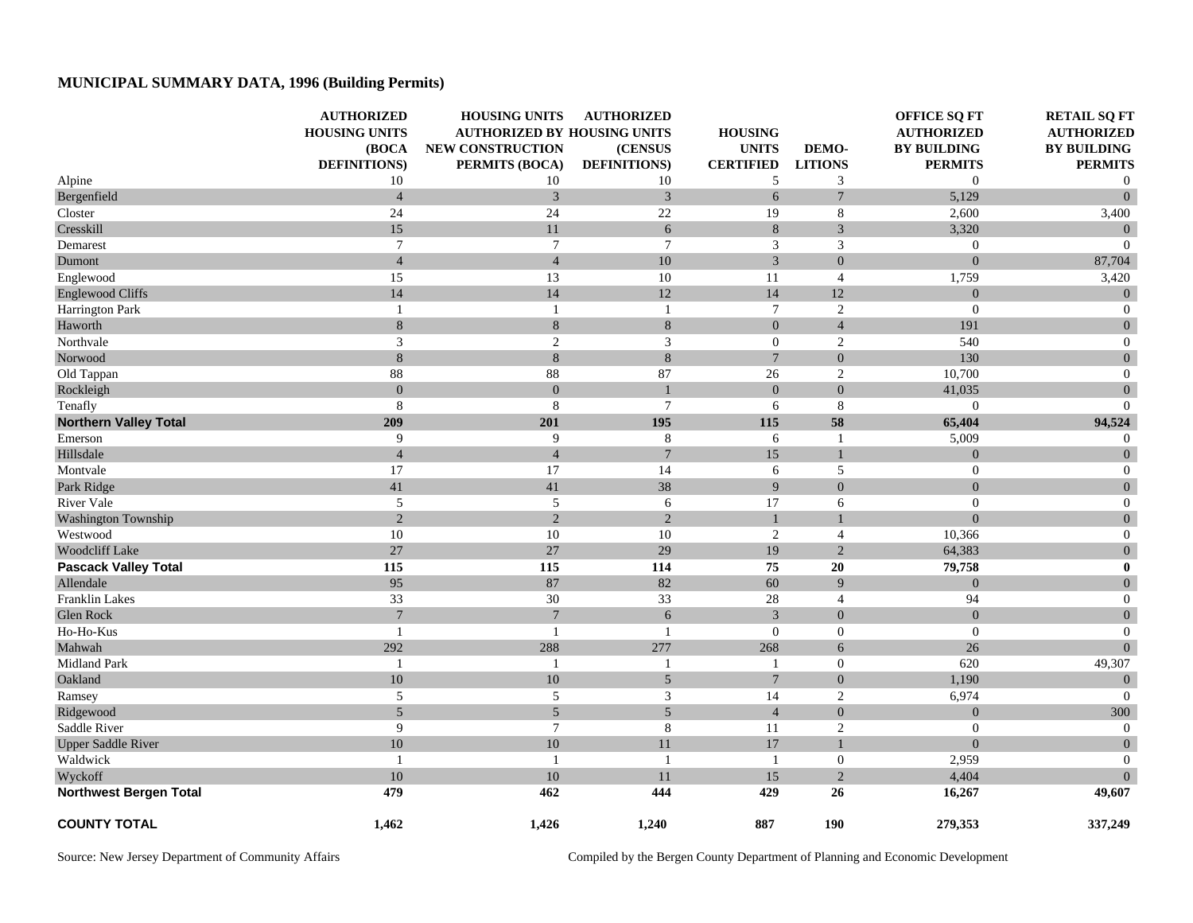## MUNICIPAL SUMMARY DATA, 1996 (Building Permits)

| | AUTHORIZED HOUSING UNITS (BOCA DEFINITIONS) | HOUSING UNITS AUTHORIZED BY NEW CONSTRUCTION PERMITS (BOCA) | AUTHORIZED HOUSING UNITS (CENSUS DEFINITIONS) | HOUSING UNITS CERTIFIED | DEMO-LITIONS | OFFICE SQ FT AUTHORIZED BY BUILDING PERMITS | RETAIL SQ FT AUTHORIZED BY BUILDING PERMITS |
|---|---|---|---|---|---|---|---|
| Alpine | 10 | 10 | 10 | 5 | 3 | 0 | 0 |
| Bergenfield | 4 | 3 | 3 | 6 | 7 | 5,129 | 0 |
| Closter | 24 | 24 | 22 | 19 | 8 | 2,600 | 3,400 |
| Cresskill | 15 | 11 | 6 | 8 | 3 | 3,320 | 0 |
| Demarest | 7 | 7 | 7 | 3 | 3 | 0 | 0 |
| Dumont | 4 | 4 | 10 | 3 | 0 | 0 | 87,704 |
| Englewood | 15 | 13 | 10 | 11 | 4 | 1,759 | 3,420 |
| Englewood Cliffs | 14 | 14 | 12 | 14 | 12 | 0 | 0 |
| Harrington Park | 1 | 1 | 1 | 7 | 2 | 0 | 0 |
| Haworth | 8 | 8 | 8 | 0 | 4 | 191 | 0 |
| Northvale | 3 | 2 | 3 | 0 | 2 | 540 | 0 |
| Norwood | 8 | 8 | 8 | 7 | 0 | 130 | 0 |
| Old Tappan | 88 | 88 | 87 | 26 | 2 | 10,700 | 0 |
| Rockleigh | 0 | 0 | 1 | 0 | 0 | 41,035 | 0 |
| Tenafly | 8 | 8 | 7 | 6 | 8 | 0 | 0 |
| **Northern Valley Total** | **209** | **201** | **195** | **115** | **58** | **65,404** | **94,524** |
| Emerson | 9 | 9 | 8 | 6 | 1 | 5,009 | 0 |
| Hillsdale | 4 | 4 | 7 | 15 | 1 | 0 | 0 |
| Montvale | 17 | 17 | 14 | 6 | 5 | 0 | 0 |
| Park Ridge | 41 | 41 | 38 | 9 | 0 | 0 | 0 |
| River Vale | 5 | 5 | 6 | 17 | 6 | 0 | 0 |
| Washington Township | 2 | 2 | 2 | 1 | 1 | 0 | 0 |
| Westwood | 10 | 10 | 10 | 2 | 4 | 10,366 | 0 |
| Woodcliff Lake | 27 | 27 | 29 | 19 | 2 | 64,383 | 0 |
| **Pascack Valley Total** | **115** | **115** | **114** | **75** | **20** | **79,758** | **0** |
| Allendale | 95 | 87 | 82 | 60 | 9 | 0 | 0 |
| Franklin Lakes | 33 | 30 | 33 | 28 | 4 | 94 | 0 |
| Glen Rock | 7 | 7 | 6 | 3 | 0 | 0 | 0 |
| Ho-Ho-Kus | 1 | 1 | 1 | 0 | 0 | 0 | 0 |
| Mahwah | 292 | 288 | 277 | 268 | 6 | 26 | 0 |
| Midland Park | 1 | 1 | 1 | 1 | 0 | 620 | 49,307 |
| Oakland | 10 | 10 | 5 | 7 | 0 | 1,190 | 0 |
| Ramsey | 5 | 5 | 3 | 14 | 2 | 6,974 | 0 |
| Ridgewood | 5 | 5 | 5 | 4 | 0 | 0 | 300 |
| Saddle River | 9 | 7 | 8 | 11 | 2 | 0 | 0 |
| Upper Saddle River | 10 | 10 | 11 | 17 | 1 | 0 | 0 |
| Waldwick | 1 | 1 | 1 | 1 | 0 | 2,959 | 0 |
| Wyckoff | 10 | 10 | 11 | 15 | 2 | 4,404 | 0 |
| **Northwest Bergen Total** | **479** | **462** | **444** | **429** | **26** | **16,267** | **49,607** |
| **COUNTY TOTAL** | **1,462** | **1,426** | **1,240** | **887** | **190** | **279,353** | **337,249** |

Source: New Jersey Department of Community Affairs

Compiled by the Bergen County Department of Planning and Economic Development